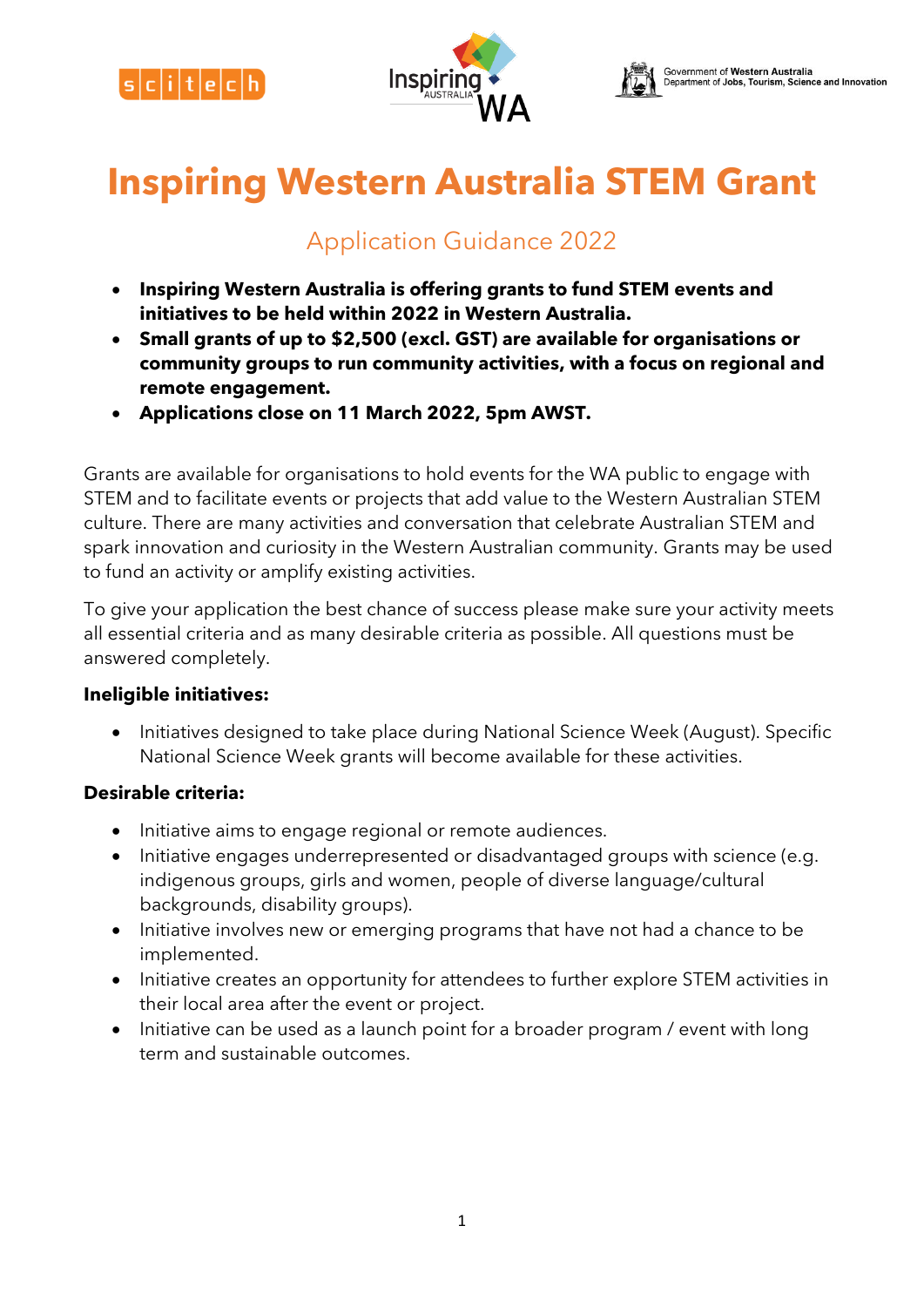# Inspiring Western Australia STEM Grant

## Application Guidance 2022

- **Inspiring Western Australia is offering grants to fund STEM events and initiatives to be held within 2022 in Western Australia.**
- **Small grants of up to $2,500 (excl. GST) are available for organisations or community groups to run community activities, with a focus on regional and remote engagement.**
- **Applications close on 11 March 2022, 5pm AWST.**

Grants are available for organisations to hold events for the WA public to engage with STEM and to facilitate events or projects that add value to the Western Australian STEM culture. There are many activities and conversation that celebrate Australian STEM and spark innovation and curiosity in the Western Australian community. Grants may be used to fund an activity or amplify existing activities.

To give your application the best chance of success please make sure your activity meets all essential criteria and as many desirable criteria as possible. All questions must be answered completely.

**Ineligible initiatives:**

- Initiatives designed to take place during National Science Week (August). Specific National Science Week grants will become available for these activities.

**Desirable criteria:**

- Initiative aims to engage regional or remote audiences.
- Initiative engages underrepresented or disadvantaged groups with science (e.g. indigenous groups, girls and women, people of diverse language/cultural backgrounds, disability groups).
- Initiative involves new or emerging programs that have not had a chance to be implemented.
- Initiative creates an opportunity for attendees to further explore STEM activities in their local area after the event or project.
- Initiative can be used as a launch point for a broader program / event with long term and sustainable outcomes.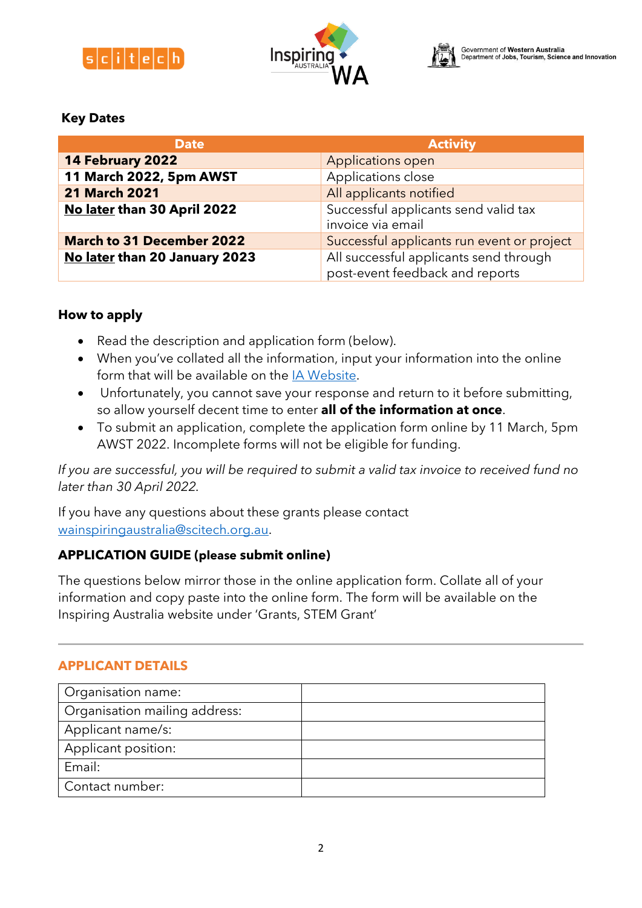### Key Dates

| Date | Activity |
|---|---|
| **14 February 2022** | Applications open |
| **11 March 2022, 5pm AWST** | Applications close |
| **21 March 2021** | All applicants notified |
| **No later than 30 April 2022** | Successful applicants send valid tax invoice via email |
| **March to 31 December 2022** | Successful applicants run event or project |
| **No later than 20 January 2023** | All successful applicants send through post-event feedback and reports |

### How to apply

- Read the description and application form (below).
- When you've collated all the information, input your information into the online form that will be available on the IA Website.
- Unfortunately, you cannot save your response and return to it before submitting, so allow yourself decent time to enter **all of the information at once**.
- To submit an application, complete the application form online by 11 March, 5pm AWST 2022. Incomplete forms will not be eligible for funding.

*If you are successful, you will be required to submit a valid tax invoice to received fund no later than 30 April 2022.*

If you have any questions about these grants please contact wainspiringaustralia@scitech.org.au.

**APPLICATION GUIDE (please submit online)**

The questions below mirror those in the online application form. Collate all of your information and copy paste into the online form. The form will be available on the Inspiring Australia website under 'Grants, STEM Grant'

---

## APPLICANT DETAILS

| | |
|---|---|
| Organisation name: | |
| Organisation mailing address: | |
| Applicant name/s: | |
| Applicant position: | |
| Email: | |
| Contact number: | |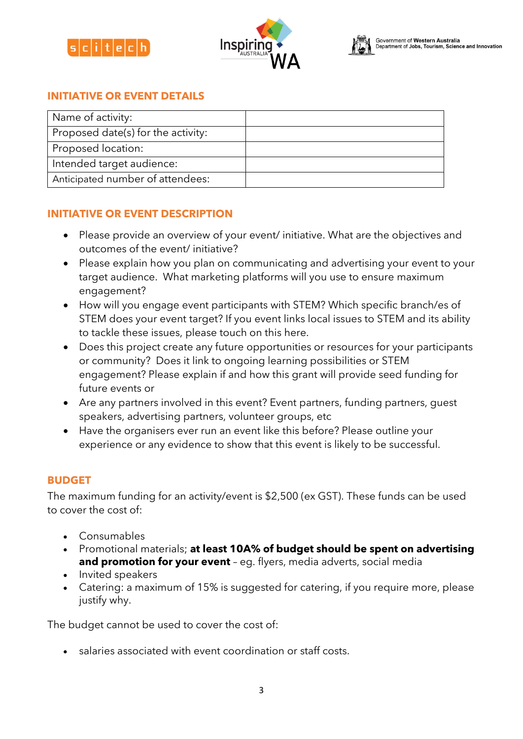## INITIATIVE OR EVENT DETAILS

| Name of activity: | |
|---|---|
| Proposed date(s) for the activity: | |
| Proposed location: | |
| Intended target audience: | |
| Anticipated number of attendees: | |

## INITIATIVE OR EVENT DESCRIPTION

- Please provide an overview of your event/ initiative. What are the objectives and outcomes of the event/ initiative?
- Please explain how you plan on communicating and advertising your event to your target audience. What marketing platforms will you use to ensure maximum engagement?
- How will you engage event participants with STEM? Which specific branch/es of STEM does your event target? If you event links local issues to STEM and its ability to tackle these issues, please touch on this here.
- Does this project create any future opportunities or resources for your participants or community? Does it link to ongoing learning possibilities or STEM engagement? Please explain if and how this grant will provide seed funding for future events or
- Are any partners involved in this event? Event partners, funding partners, guest speakers, advertising partners, volunteer groups, etc
- Have the organisers ever run an event like this before? Please outline your experience or any evidence to show that this event is likely to be successful.

## BUDGET

The maximum funding for an activity/event is $2,500 (ex GST). These funds can be used to cover the cost of:

- Consumables
- Promotional materials; **at least 10A% of budget should be spent on advertising and promotion for your event** – eg. flyers, media adverts, social media
- Invited speakers
- Catering: a maximum of 15% is suggested for catering, if you require more, please justify why.

The budget cannot be used to cover the cost of:

- salaries associated with event coordination or staff costs.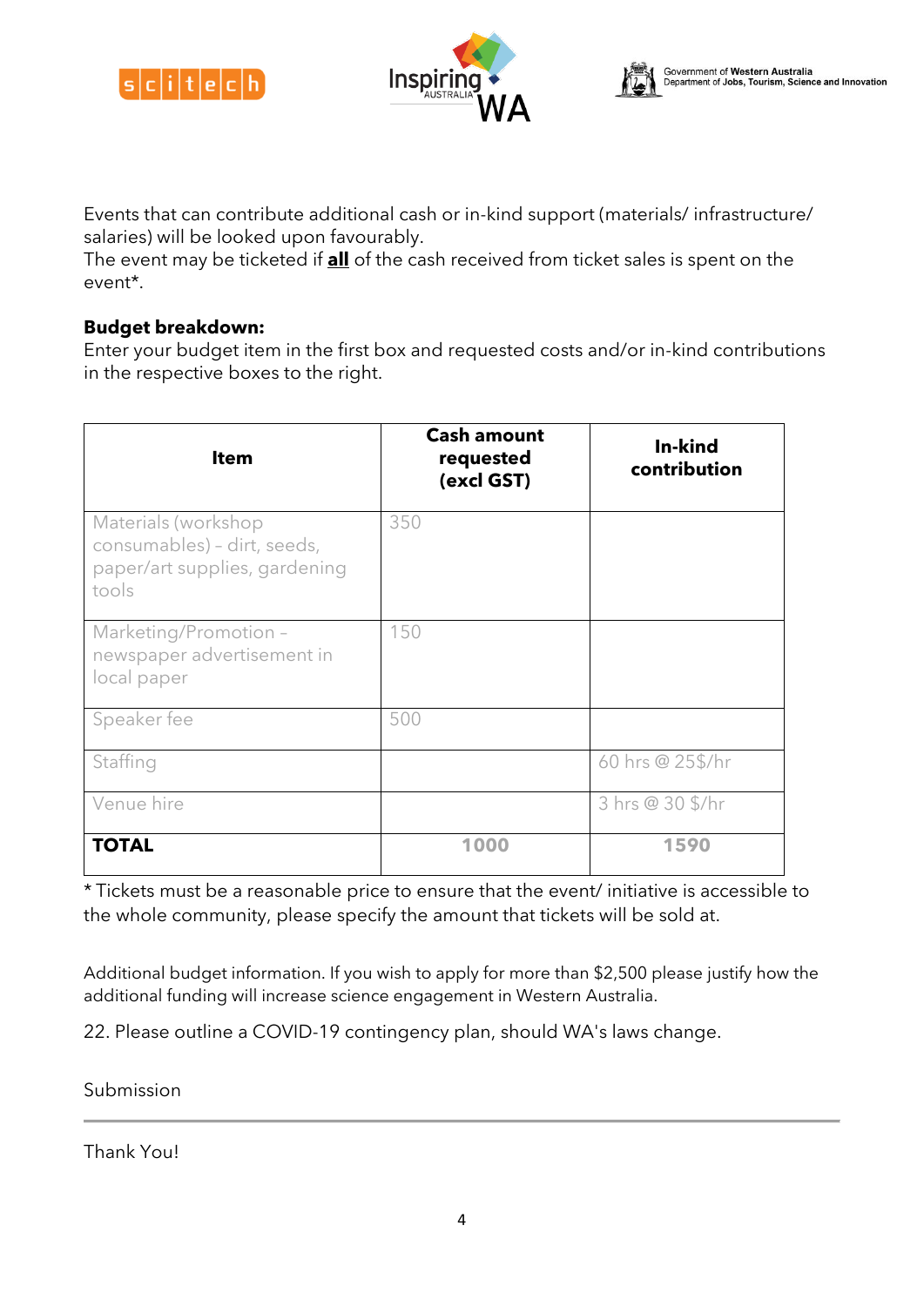Events that can contribute additional cash or in-kind support (materials/ infrastructure/ salaries) will be looked upon favourably.
The event may be ticketed if **all** of the cash received from ticket sales is spent on the event*.

**Budget breakdown:**
Enter your budget item in the first box and requested costs and/or in-kind contributions in the respective boxes to the right.

| Item | Cash amount requested (excl GST) | In-kind contribution |
|---|---|---|
| Materials (workshop consumables) - dirt, seeds, paper/art supplies, gardening tools | 350 | |
| Marketing/Promotion - newspaper advertisement in local paper | 150 | |
| Speaker fee | 500 | |
| Staffing | | 60 hrs @ 25$/hr |
| Venue hire | | 3 hrs @ 30 $/hr |
| **TOTAL** | **1000** | **1590** |

* Tickets must be a reasonable price to ensure that the event/ initiative is accessible to the whole community, please specify the amount that tickets will be sold at.

Additional budget information. If you wish to apply for more than $2,500 please justify how the additional funding will increase science engagement in Western Australia.

22. Please outline a COVID-19 contingency plan, should WA's laws change.

Submission

---

Thank You!